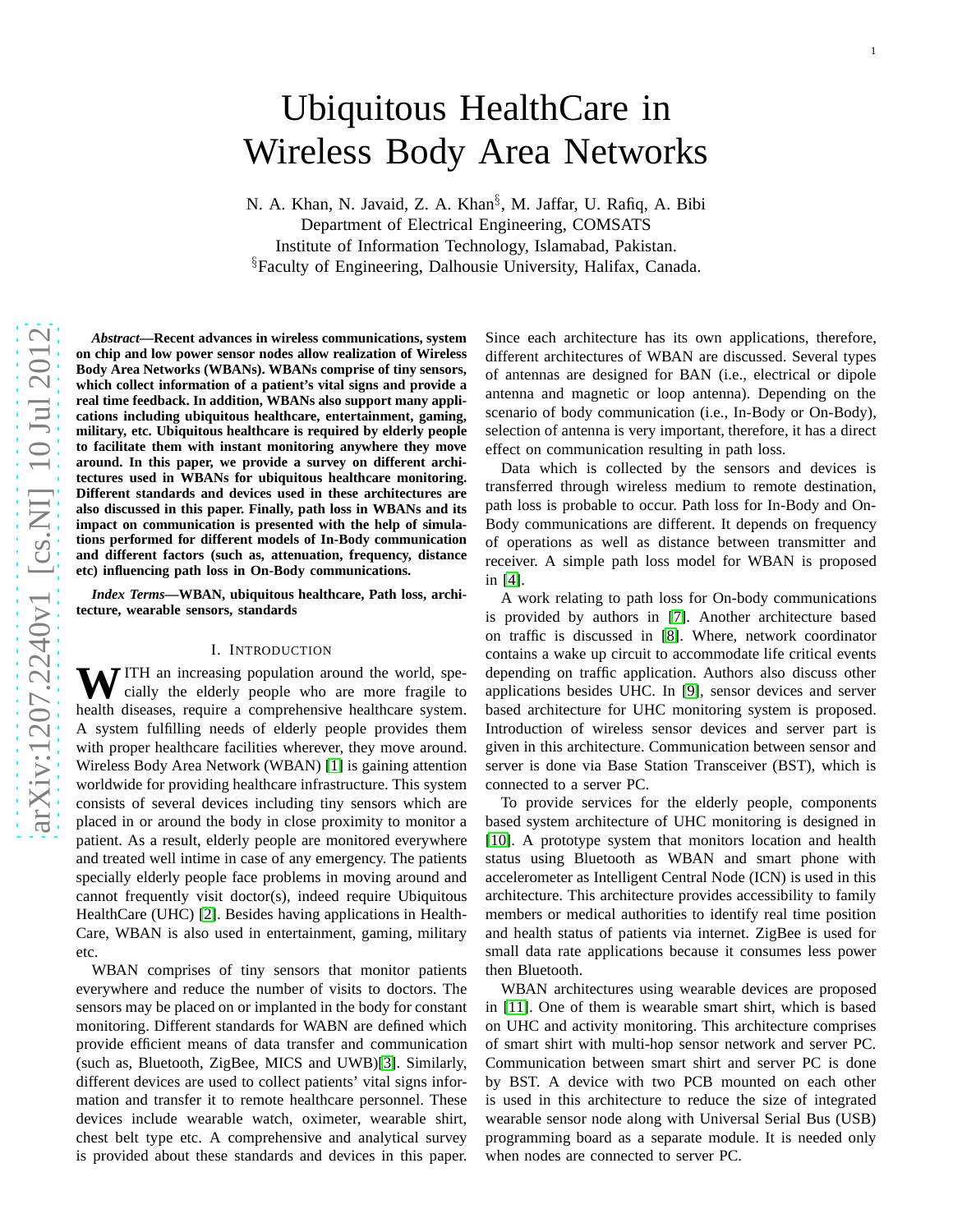# Ubiquitous HealthCare in Wireless Body Area Networks

N. A. Khan, N. Javaid, Z. A. Khan[§], M. Jaffar, U. Rafiq, A. Bibi
Department of Electrical Engineering, COMSATS
Institute of Information Technology, Islamabad, Pakistan.
[§]Faculty of Engineering, Dalhousie University, Halifax, Canada.

***Abstract*—Recent advances in wireless communications, system on chip and low power sensor nodes allow realization of Wireless Body Area Networks (WBANs). WBANs comprise of tiny sensors, which collect information of a patient's vital signs and provide a real time feedback. In addition, WBANs also support many applications including ubiquitous healthcare, entertainment, gaming, military, etc. Ubiquitous healthcare is required by elderly people to facilitate them with instant monitoring anywhere they move around. In this paper, we provide a survey on different architectures used in WBANs for ubiquitous healthcare monitoring. Different standards and devices used in these architectures are also discussed in this paper. Finally, path loss in WBANs and its impact on communication is presented with the help of simulations performed for different models of In-Body communication and different factors (such as, attenuation, frequency, distance etc) influencing path loss in On-Body communications.**

***Index Terms*—WBAN, ubiquitous healthcare, Path loss, architecture, wearable sensors, standards**

## I. Introduction

With an increasing population around the world, specially the elderly people who are more fragile to health diseases, require a comprehensive healthcare system. A system fulfilling needs of elderly people provides them with proper healthcare facilities wherever, they move around. Wireless Body Area Network (WBAN) [1] is gaining attention worldwide for providing healthcare infrastructure. This system consists of several devices including tiny sensors which are placed in or around the body in close proximity to monitor a patient. As a result, elderly people are monitored everywhere and treated well intime in case of any emergency. The patients specially elderly people face problems in moving around and cannot frequently visit doctor(s), indeed require Ubiquitous HealthCare (UHC) [2]. Besides having applications in HealthCare, WBAN is also used in entertainment, gaming, military etc.

WBAN comprises of tiny sensors that monitor patients everywhere and reduce the number of visits to doctors. The sensors may be placed on or implanted in the body for constant monitoring. Different standards for WABN are defined which provide efficient means of data transfer and communication (such as, Bluetooth, ZigBee, MICS and UWB)[3]. Similarly, different devices are used to collect patients' vital signs information and transfer it to remote healthcare personnel. These devices include wearable watch, oximeter, wearable shirt, chest belt type etc. A comprehensive and analytical survey is provided about these standards and devices in this paper. Since each architecture has its own applications, therefore, different architectures of WBAN are discussed. Several types of antennas are designed for BAN (i.e., electrical or dipole antenna and magnetic or loop antenna). Depending on the scenario of body communication (i.e., In-Body or On-Body), selection of antenna is very important, therefore, it has a direct effect on communication resulting in path loss.

Data which is collected by the sensors and devices is transferred through wireless medium to remote destination, path loss is probable to occur. Path loss for In-Body and On-Body communications are different. It depends on frequency of operations as well as distance between transmitter and receiver. A simple path loss model for WBAN is proposed in [4].

A work relating to path loss for On-body communications is provided by authors in [7]. Another architecture based on traffic is discussed in [8]. Where, network coordinator contains a wake up circuit to accommodate life critical events depending on traffic application. Authors also discuss other applications besides UHC. In [9], sensor devices and server based architecture for UHC monitoring system is proposed. Introduction of wireless sensor devices and server part is given in this architecture. Communication between sensor and server is done via Base Station Transceiver (BST), which is connected to a server PC.

To provide services for the elderly people, components based system architecture of UHC monitoring is designed in [10]. A prototype system that monitors location and health status using Bluetooth as WBAN and smart phone with accelerometer as Intelligent Central Node (ICN) is used in this architecture. This architecture provides accessibility to family members or medical authorities to identify real time position and health status of patients via internet. ZigBee is used for small data rate applications because it consumes less power then Bluetooth.

WBAN architectures using wearable devices are proposed in [11]. One of them is wearable smart shirt, which is based on UHC and activity monitoring. This architecture comprises of smart shirt with multi-hop sensor network and server PC. Communication between smart shirt and server PC is done by BST. A device with two PCB mounted on each other is used in this architecture to reduce the size of integrated wearable sensor node along with Universal Serial Bus (USB) programming board as a separate module. It is needed only when nodes are connected to server PC.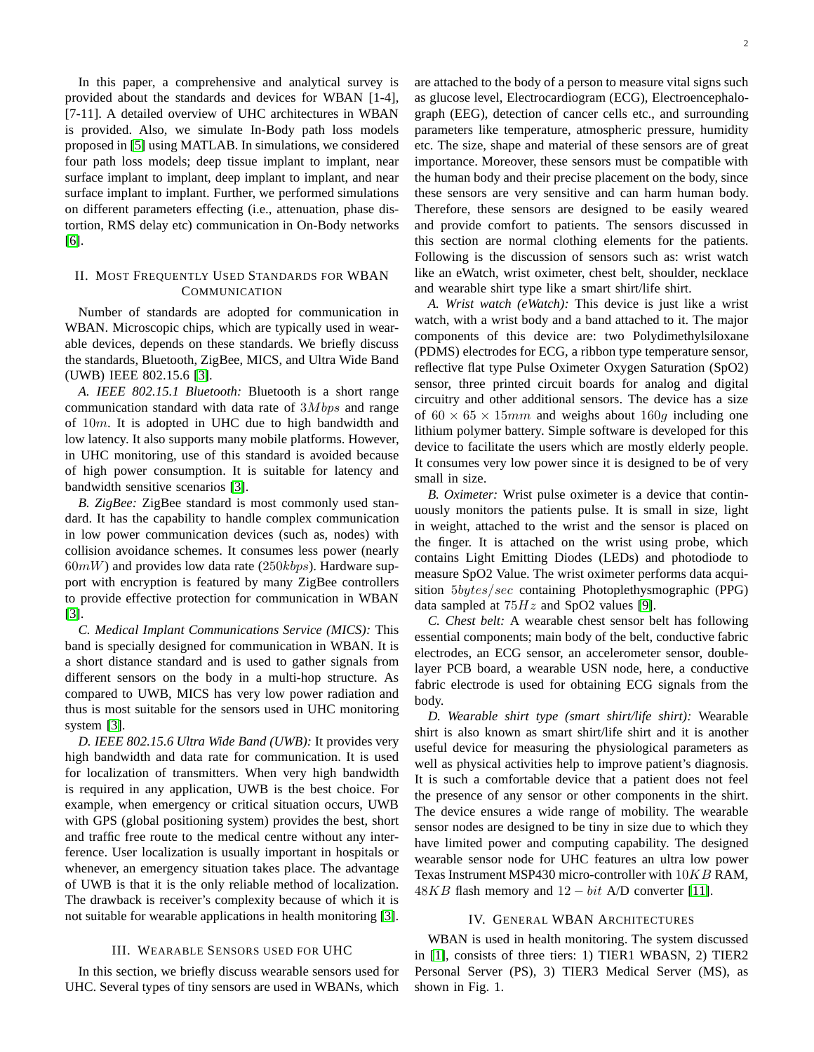In this paper, a comprehensive and analytical survey is provided about the standards and devices for WBAN [1-4], [7-11]. A detailed overview of UHC architectures in WBAN is provided. Also, we simulate In-Body path loss models proposed in [5] using MATLAB. In simulations, we considered four path loss models; deep tissue implant to implant, near surface implant to implant, deep implant to implant, and near surface implant to implant. Further, we performed simulations on different parameters effecting (i.e., attenuation, phase distortion, RMS delay etc) communication in On-Body networks [6].

## II. Most Frequently Used Standards for WBAN Communication

Number of standards are adopted for communication in WBAN. Microscopic chips, which are typically used in wearable devices, depends on these standards. We briefly discuss the standards, Bluetooth, ZigBee, MICS, and Ultra Wide Band (UWB) IEEE 802.15.6 [3].

*A. IEEE 802.15.1 Bluetooth:* Bluetooth is a short range communication standard with data rate of $3Mbps$ and range of $10m$. It is adopted in UHC due to high bandwidth and low latency. It also supports many mobile platforms. However, in UHC monitoring, use of this standard is avoided because of high power consumption. It is suitable for latency and bandwidth sensitive scenarios [3].

*B. ZigBee:* ZigBee standard is most commonly used standard. It has the capability to handle complex communication in low power communication devices (such as, nodes) with collision avoidance schemes. It consumes less power (nearly $60mW$) and provides low data rate ($250kbps$). Hardware support with encryption is featured by many ZigBee controllers to provide effective protection for communication in WBAN [3].

*C. Medical Implant Communications Service (MICS):* This band is specially designed for communication in WBAN. It is a short distance standard and is used to gather signals from different sensors on the body in a multi-hop structure. As compared to UWB, MICS has very low power radiation and thus is most suitable for the sensors used in UHC monitoring system [3].

*D. IEEE 802.15.6 Ultra Wide Band (UWB):* It provides very high bandwidth and data rate for communication. It is used for localization of transmitters. When very high bandwidth is required in any application, UWB is the best choice. For example, when emergency or critical situation occurs, UWB with GPS (global positioning system) provides the best, short and traffic free route to the medical centre without any interference. User localization is usually important in hospitals or whenever, an emergency situation takes place. The advantage of UWB is that it is the only reliable method of localization. The drawback is receiver's complexity because of which it is not suitable for wearable applications in health monitoring [3].

## III. Wearable Sensors used for UHC

In this section, we briefly discuss wearable sensors used for UHC. Several types of tiny sensors are used in WBANs, which are attached to the body of a person to measure vital signs such as glucose level, Electrocardiogram (ECG), Electroencephalograph (EEG), detection of cancer cells etc., and surrounding parameters like temperature, atmospheric pressure, humidity etc. The size, shape and material of these sensors are of great importance. Moreover, these sensors must be compatible with the human body and their precise placement on the body, since these sensors are very sensitive and can harm human body. Therefore, these sensors are designed to be easily weared and provide comfort to patients. The sensors discussed in this section are normal clothing elements for the patients. Following is the discussion of sensors such as: wrist watch like an eWatch, wrist oximeter, chest belt, shoulder, necklace and wearable shirt type like a smart shirt/life shirt.

*A. Wrist watch (eWatch):* This device is just like a wrist watch, with a wrist body and a band attached to it. The major components of this device are: two Polydimethylsiloxane (PDMS) electrodes for ECG, a ribbon type temperature sensor, reflective flat type Pulse Oximeter Oxygen Saturation (SpO2) sensor, three printed circuit boards for analog and digital circuitry and other additional sensors. The device has a size of $60 \times 65 \times 15mm$ and weighs about $160g$ including one lithium polymer battery. Simple software is developed for this device to facilitate the users which are mostly elderly people. It consumes very low power since it is designed to be of very small in size.

*B. Oximeter:* Wrist pulse oximeter is a device that continuously monitors the patients pulse. It is small in size, light in weight, attached to the wrist and the sensor is placed on the finger. It is attached on the wrist using probe, which contains Light Emitting Diodes (LEDs) and photodiode to measure SpO2 Value. The wrist oximeter performs data acquisition $5bytes/sec$ containing Photoplethysmographic (PPG) data sampled at $75Hz$ and SpO2 values [9].

*C. Chest belt:* A wearable chest sensor belt has following essential components; main body of the belt, conductive fabric electrodes, an ECG sensor, an accelerometer sensor, double-layer PCB board, a wearable USN node, here, a conductive fabric electrode is used for obtaining ECG signals from the body.

*D. Wearable shirt type (smart shirt/life shirt):* Wearable shirt is also known as smart shirt/life shirt and it is another useful device for measuring the physiological parameters as well as physical activities help to improve patient's diagnosis. It is such a comfortable device that a patient does not feel the presence of any sensor or other components in the shirt. The device ensures a wide range of mobility. The wearable sensor nodes are designed to be tiny in size due to which they have limited power and computing capability. The designed wearable sensor node for UHC features an ultra low power Texas Instrument MSP430 micro-controller with $10KB$ RAM, $48KB$ flash memory and $12-bit$ A/D converter [11].

## IV. General WBAN Architectures

WBAN is used in health monitoring. The system discussed in [1], consists of three tiers: 1) TIER1 WBASN, 2) TIER2 Personal Server (PS), 3) TIER3 Medical Server (MS), as shown in Fig. 1.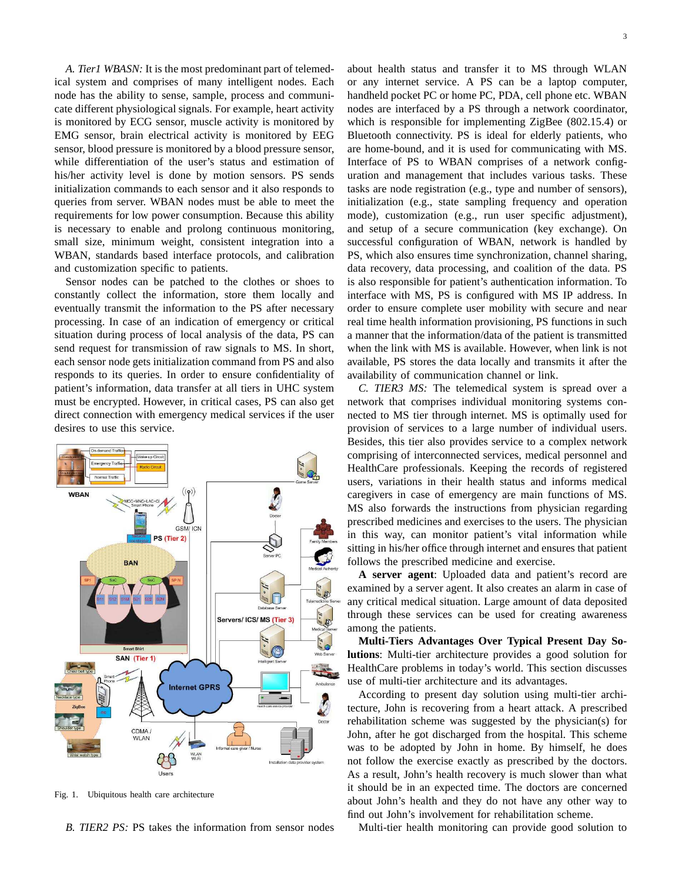*A. Tier1 WBASN:* It is the most predominant part of telemedical system and comprises of many intelligent nodes. Each node has the ability to sense, sample, process and communicate different physiological signals. For example, heart activity is monitored by ECG sensor, muscle activity is monitored by EMG sensor, brain electrical activity is monitored by EEG sensor, blood pressure is monitored by a blood pressure sensor, while differentiation of the user's status and estimation of his/her activity level is done by motion sensors. PS sends initialization commands to each sensor and it also responds to queries from server. WBAN nodes must be able to meet the requirements for low power consumption. Because this ability is necessary to enable and prolong continuous monitoring, small size, minimum weight, consistent integration into a WBAN, standards based interface protocols, and calibration and customization specific to patients.

Sensor nodes can be patched to the clothes or shoes to constantly collect the information, store them locally and eventually transmit the information to the PS after necessary processing. In case of an indication of emergency or critical situation during process of local analysis of the data, PS can send request for transmission of raw signals to MS. In short, each sensor node gets initialization command from PS and also responds to its queries. In order to ensure confidentiality of patient's information, data transfer at all tiers in UHC system must be encrypted. However, in critical cases, PS can also get direct connection with emergency medical services if the user desires to use this service.

Fig. 1. Ubiquitous health care architecture

*B. TIER2 PS:* PS takes the information from sensor nodes about health status and transfer it to MS through WLAN or any internet service. A PS can be a laptop computer, handheld pocket PC or home PC, PDA, cell phone etc. WBAN nodes are interfaced by a PS through a network coordinator, which is responsible for implementing ZigBee (802.15.4) or Bluetooth connectivity. PS is ideal for elderly patients, who are home-bound, and it is used for communicating with MS. Interface of PS to WBAN comprises of a network configuration and management that includes various tasks. These tasks are node registration (e.g., type and number of sensors), initialization (e.g., state sampling frequency and operation mode), customization (e.g., run user specific adjustment), and setup of a secure communication (key exchange). On successful configuration of WBAN, network is handled by PS, which also ensures time synchronization, channel sharing, data recovery, data processing, and coalition of the data. PS is also responsible for patient's authentication information. To interface with MS, PS is configured with MS IP address. In order to ensure complete user mobility with secure and near real time health information provisioning, PS functions in such a manner that the information/data of the patient is transmitted when the link with MS is available. However, when link is not available, PS stores the data locally and transmits it after the availability of communication channel or link.

*C. TIER3 MS:* The telemedical system is spread over a network that comprises individual monitoring systems connected to MS tier through internet. MS is optimally used for provision of services to a large number of individual users. Besides, this tier also provides service to a complex network comprising of interconnected services, medical personnel and HealthCare professionals. Keeping the records of registered users, variations in their health status and informs medical caregivers in case of emergency are main functions of MS. MS also forwards the instructions from physician regarding prescribed medicines and exercises to the users. The physician in this way, can monitor patient's vital information while sitting in his/her office through internet and ensures that patient follows the prescribed medicine and exercise.

**A server agent**: Uploaded data and patient's record are examined by a server agent. It also creates an alarm in case of any critical medical situation. Large amount of data deposited through these services can be used for creating awareness among the patients.

**Multi-Tiers Advantages Over Typical Present Day Solutions**: Multi-tier architecture provides a good solution for HealthCare problems in today's world. This section discusses use of multi-tier architecture and its advantages.

According to present day solution using multi-tier architecture, John is recovering from a heart attack. A prescribed rehabilitation scheme was suggested by the physician(s) for John, after he got discharged from the hospital. This scheme was to be adopted by John in home. By himself, he does not follow the exercise exactly as prescribed by the doctors. As a result, John's health recovery is much slower than what it should be in an expected time. The doctors are concerned about John's health and they do not have any other way to find out John's involvement for rehabilitation scheme.

Multi-tier health monitoring can provide good solution to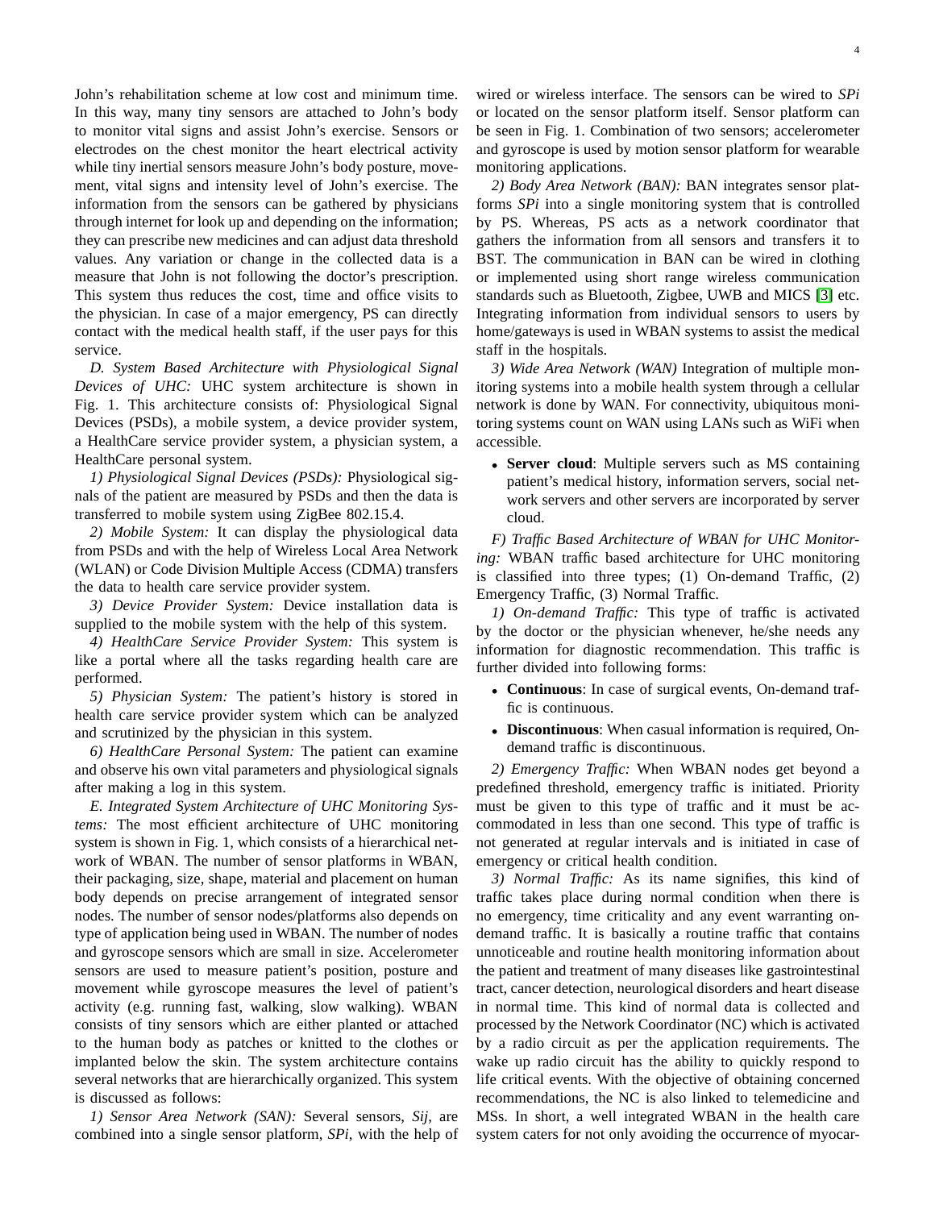John's rehabilitation scheme at low cost and minimum time. In this way, many tiny sensors are attached to John's body to monitor vital signs and assist John's exercise. Sensors or electrodes on the chest monitor the heart electrical activity while tiny inertial sensors measure John's body posture, movement, vital signs and intensity level of John's exercise. The information from the sensors can be gathered by physicians through internet for look up and depending on the information; they can prescribe new medicines and can adjust data threshold values. Any variation or change in the collected data is a measure that John is not following the doctor's prescription. This system thus reduces the cost, time and office visits to the physician. In case of a major emergency, PS can directly contact with the medical health staff, if the user pays for this service.

*D. System Based Architecture with Physiological Signal Devices of UHC:* UHC system architecture is shown in Fig. 1. This architecture consists of: Physiological Signal Devices (PSDs), a mobile system, a device provider system, a HealthCare service provider system, a physician system, a HealthCare personal system.

*1) Physiological Signal Devices (PSDs):* Physiological signals of the patient are measured by PSDs and then the data is transferred to mobile system using ZigBee 802.15.4.

*2) Mobile System:* It can display the physiological data from PSDs and with the help of Wireless Local Area Network (WLAN) or Code Division Multiple Access (CDMA) transfers the data to health care service provider system.

*3) Device Provider System:* Device installation data is supplied to the mobile system with the help of this system.

*4) HealthCare Service Provider System:* This system is like a portal where all the tasks regarding health care are performed.

*5) Physician System:* The patient's history is stored in health care service provider system which can be analyzed and scrutinized by the physician in this system.

*6) HealthCare Personal System:* The patient can examine and observe his own vital parameters and physiological signals after making a log in this system.

*E. Integrated System Architecture of UHC Monitoring Systems:* The most efficient architecture of UHC monitoring system is shown in Fig. 1, which consists of a hierarchical network of WBAN. The number of sensor platforms in WBAN, their packaging, size, shape, material and placement on human body depends on precise arrangement of integrated sensor nodes. The number of sensor nodes/platforms also depends on type of application being used in WBAN. The number of nodes and gyroscope sensors which are small in size. Accelerometer sensors are used to measure patient's position, posture and movement while gyroscope measures the level of patient's activity (e.g. running fast, walking, slow walking). WBAN consists of tiny sensors which are either planted or attached to the human body as patches or knitted to the clothes or implanted below the skin. The system architecture contains several networks that are hierarchically organized. This system is discussed as follows:

*1) Sensor Area Network (SAN):* Several sensors, *Sij*, are combined into a single sensor platform, *SPi*, with the help of wired or wireless interface. The sensors can be wired to *SPi* or located on the sensor platform itself. Sensor platform can be seen in Fig. 1. Combination of two sensors; accelerometer and gyroscope is used by motion sensor platform for wearable monitoring applications.

*2) Body Area Network (BAN):* BAN integrates sensor platforms *SPi* into a single monitoring system that is controlled by PS. Whereas, PS acts as a network coordinator that gathers the information from all sensors and transfers it to BST. The communication in BAN can be wired in clothing or implemented using short range wireless communication standards such as Bluetooth, Zigbee, UWB and MICS [3] etc. Integrating information from individual sensors to users by home/gateways is used in WBAN systems to assist the medical staff in the hospitals.

*3) Wide Area Network (WAN)* Integration of multiple monitoring systems into a mobile health system through a cellular network is done by WAN. For connectivity, ubiquitous monitoring systems count on WAN using LANs such as WiFi when accessible.

- **Server cloud**: Multiple servers such as MS containing patient's medical history, information servers, social network servers and other servers are incorporated by server cloud.

*F) Traffic Based Architecture of WBAN for UHC Monitoring:* WBAN traffic based architecture for UHC monitoring is classified into three types; (1) On-demand Traffic, (2) Emergency Traffic, (3) Normal Traffic.

*1) On-demand Traffic:* This type of traffic is activated by the doctor or the physician whenever, he/she needs any information for diagnostic recommendation. This traffic is further divided into following forms:

- **Continuous**: In case of surgical events, On-demand traffic is continuous.
- **Discontinuous**: When casual information is required, On-demand traffic is discontinuous.

*2) Emergency Traffic:* When WBAN nodes get beyond a predefined threshold, emergency traffic is initiated. Priority must be given to this type of traffic and it must be accommodated in less than one second. This type of traffic is not generated at regular intervals and is initiated in case of emergency or critical health condition.

*3) Normal Traffic:* As its name signifies, this kind of traffic takes place during normal condition when there is no emergency, time criticality and any event warranting on-demand traffic. It is basically a routine traffic that contains unnoticeable and routine health monitoring information about the patient and treatment of many diseases like gastrointestinal tract, cancer detection, neurological disorders and heart disease in normal time. This kind of normal data is collected and processed by the Network Coordinator (NC) which is activated by a radio circuit as per the application requirements. The wake up radio circuit has the ability to quickly respond to life critical events. With the objective of obtaining concerned recommendations, the NC is also linked to telemedicine and MSs. In short, a well integrated WBAN in the health care system caters for not only avoiding the occurrence of myocar-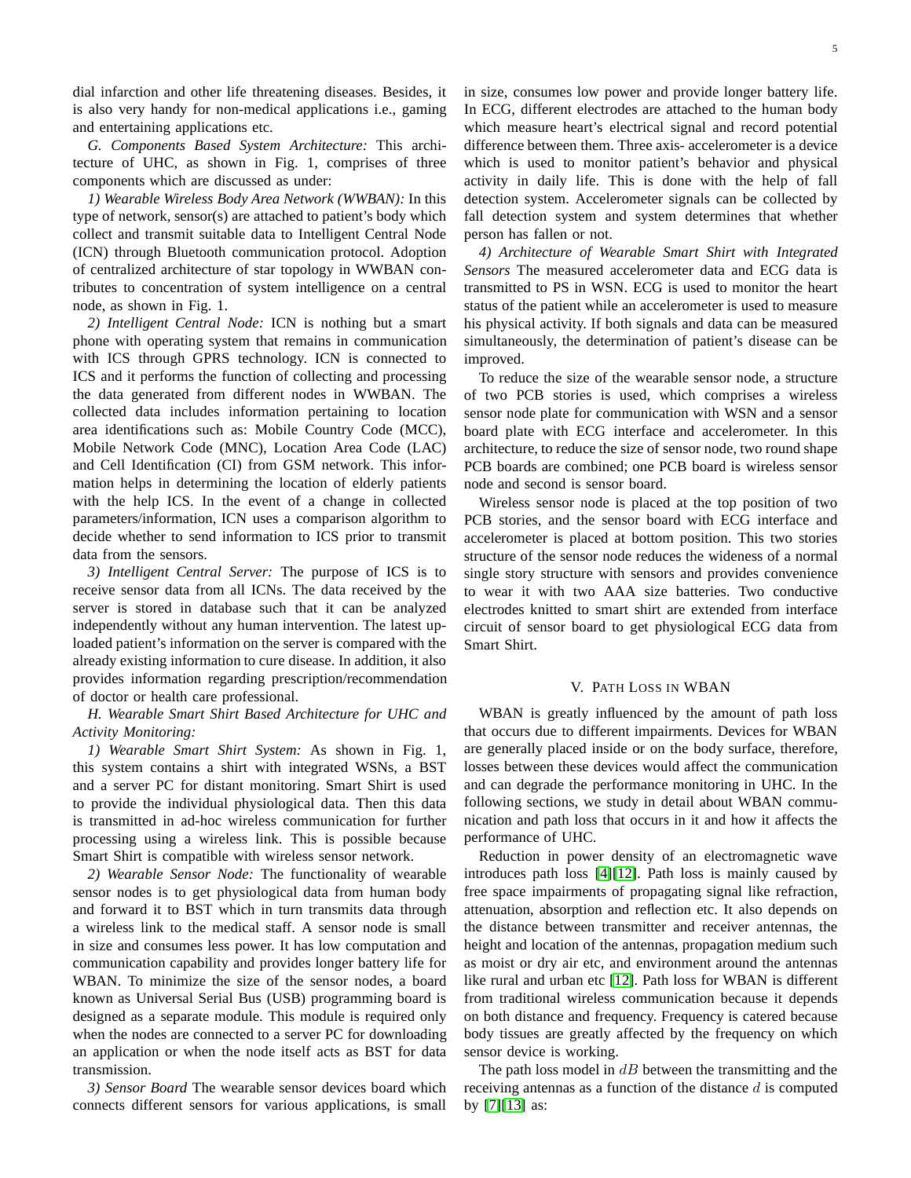dial infarction and other life threatening diseases. Besides, it is also very handy for non-medical applications i.e., gaming and entertaining applications etc.

*G. Components Based System Architecture:* This architecture of UHC, as shown in Fig. 1, comprises of three components which are discussed as under:

*1) Wearable Wireless Body Area Network (WWBAN):* In this type of network, sensor(s) are attached to patient's body which collect and transmit suitable data to Intelligent Central Node (ICN) through Bluetooth communication protocol. Adoption of centralized architecture of star topology in WWBAN contributes to concentration of system intelligence on a central node, as shown in Fig. 1.

*2) Intelligent Central Node:* ICN is nothing but a smart phone with operating system that remains in communication with ICS through GPRS technology. ICN is connected to ICS and it performs the function of collecting and processing the data generated from different nodes in WWBAN. The collected data includes information pertaining to location area identifications such as: Mobile Country Code (MCC), Mobile Network Code (MNC), Location Area Code (LAC) and Cell Identification (CI) from GSM network. This information helps in determining the location of elderly patients with the help ICS. In the event of a change in collected parameters/information, ICN uses a comparison algorithm to decide whether to send information to ICS prior to transmit data from the sensors.

*3) Intelligent Central Server:* The purpose of ICS is to receive sensor data from all ICNs. The data received by the server is stored in database such that it can be analyzed independently without any human intervention. The latest uploaded patient's information on the server is compared with the already existing information to cure disease. In addition, it also provides information regarding prescription/recommendation of doctor or health care professional.

*H. Wearable Smart Shirt Based Architecture for UHC and Activity Monitoring:*

*1) Wearable Smart Shirt System:* As shown in Fig. 1, this system contains a shirt with integrated WSNs, a BST and a server PC for distant monitoring. Smart Shirt is used to provide the individual physiological data. Then this data is transmitted in ad-hoc wireless communication for further processing using a wireless link. This is possible because Smart Shirt is compatible with wireless sensor network.

*2) Wearable Sensor Node:* The functionality of wearable sensor nodes is to get physiological data from human body and forward it to BST which in turn transmits data through a wireless link to the medical staff. A sensor node is small in size and consumes less power. It has low computation and communication capability and provides longer battery life for WBAN. To minimize the size of the sensor nodes, a board known as Universal Serial Bus (USB) programming board is designed as a separate module. This module is required only when the nodes are connected to a server PC for downloading an application or when the node itself acts as BST for data transmission.

*3) Sensor Board* The wearable sensor devices board which connects different sensors for various applications, is small in size, consumes low power and provide longer battery life. In ECG, different electrodes are attached to the human body which measure heart's electrical signal and record potential difference between them. Three axis- accelerometer is a device which is used to monitor patient's behavior and physical activity in daily life. This is done with the help of fall detection system. Accelerometer signals can be collected by fall detection system and system determines that whether person has fallen or not.

*4) Architecture of Wearable Smart Shirt with Integrated Sensors* The measured accelerometer data and ECG data is transmitted to PS in WSN. ECG is used to monitor the heart status of the patient while an accelerometer is used to measure his physical activity. If both signals and data can be measured simultaneously, the determination of patient's disease can be improved.

To reduce the size of the wearable sensor node, a structure of two PCB stories is used, which comprises a wireless sensor node plate for communication with WSN and a sensor board plate with ECG interface and accelerometer. In this architecture, to reduce the size of sensor node, two round shape PCB boards are combined; one PCB board is wireless sensor node and second is sensor board.

Wireless sensor node is placed at the top position of two PCB stories, and the sensor board with ECG interface and accelerometer is placed at bottom position. This two stories structure of the sensor node reduces the wideness of a normal single story structure with sensors and provides convenience to wear it with two AAA size batteries. Two conductive electrodes knitted to smart shirt are extended from interface circuit of sensor board to get physiological ECG data from Smart Shirt.

## V. Path Loss in WBAN

WBAN is greatly influenced by the amount of path loss that occurs due to different impairments. Devices for WBAN are generally placed inside or on the body surface, therefore, losses between these devices would affect the communication and can degrade the performance monitoring in UHC. In the following sections, we study in detail about WBAN communication and path loss that occurs in it and how it affects the performance of UHC.

Reduction in power density of an electromagnetic wave introduces path loss [4][12]. Path loss is mainly caused by free space impairments of propagating signal like refraction, attenuation, absorption and reflection etc. It also depends on the distance between transmitter and receiver antennas, the height and location of the antennas, propagation medium such as moist or dry air etc, and environment around the antennas like rural and urban etc [12]. Path loss for WBAN is different from traditional wireless communication because it depends on both distance and frequency. Frequency is catered because body tissues are greatly affected by the frequency on which sensor device is working.

The path loss model in $dB$ between the transmitting and the receiving antennas as a function of the distance $d$ is computed by [7][13] as: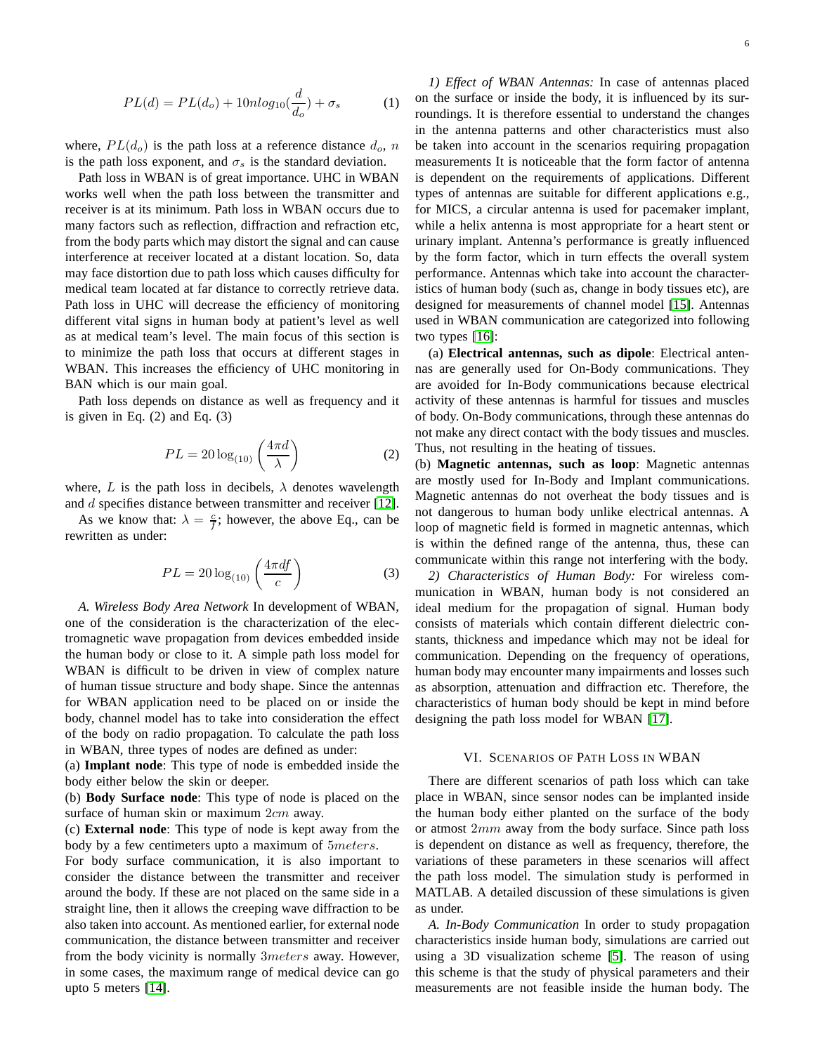$$PL(d) = PL(d_o) + 10nlog_{10}(\frac{d}{d_o}) + \sigma_s \tag{1}$$

where, $PL(d_o)$ is the path loss at a reference distance $d_o$, $n$ is the path loss exponent, and $\sigma_s$ is the standard deviation.

Path loss in WBAN is of great importance. UHC in WBAN works well when the path loss between the transmitter and receiver is at its minimum. Path loss in WBAN occurs due to many factors such as reflection, diffraction and refraction etc, from the body parts which may distort the signal and can cause interference at receiver located at a distant location. So, data may face distortion due to path loss which causes difficulty for medical team located at far distance to correctly retrieve data. Path loss in UHC will decrease the efficiency of monitoring different vital signs in human body at patient's level as well as at medical team's level. The main focus of this section is to minimize the path loss that occurs at different stages in WBAN. This increases the efficiency of UHC monitoring in BAN which is our main goal.

Path loss depends on distance as well as frequency and it is given in Eq. (2) and Eq. (3)

$$PL = 20\log_{(10)}\left(\frac{4\pi d}{\lambda}\right) \tag{2}$$

where, $L$ is the path loss in decibels, $\lambda$ denotes wavelength and $d$ specifies distance between transmitter and receiver [12].

As we know that: $\lambda = \frac{c}{f}$; however, the above Eq., can be rewritten as under:

$$PL = 20\log_{(10)}\left(\frac{4\pi df}{c}\right) \tag{3}$$

*A. Wireless Body Area Network* In development of WBAN, one of the consideration is the characterization of the electromagnetic wave propagation from devices embedded inside the human body or close to it. A simple path loss model for WBAN is difficult to be driven in view of complex nature of human tissue structure and body shape. Since the antennas for WBAN application need to be placed on or inside the body, channel model has to take into consideration the effect of the body on radio propagation. To calculate the path loss in WBAN, three types of nodes are defined as under:

(a) **Implant node**: This type of node is embedded inside the body either below the skin or deeper.

(b) **Body Surface node**: This type of node is placed on the surface of human skin or maximum $2cm$ away.

(c) **External node**: This type of node is kept away from the body by a few centimeters upto a maximum of $5meters$.

For body surface communication, it is also important to consider the distance between the transmitter and receiver around the body. If these are not placed on the same side in a straight line, then it allows the creeping wave diffraction to be also taken into account. As mentioned earlier, for external node communication, the distance between transmitter and receiver from the body vicinity is normally $3meters$ away. However, in some cases, the maximum range of medical device can go upto 5 meters [14].

*1) Effect of WBAN Antennas:* In case of antennas placed on the surface or inside the body, it is influenced by its surroundings. It is therefore essential to understand the changes in the antenna patterns and other characteristics must also be taken into account in the scenarios requiring propagation measurements It is noticeable that the form factor of antenna is dependent on the requirements of applications. Different types of antennas are suitable for different applications e.g., for MICS, a circular antenna is used for pacemaker implant, while a helix antenna is most appropriate for a heart stent or urinary implant. Antenna's performance is greatly influenced by the form factor, which in turn effects the overall system performance. Antennas which take into account the characteristics of human body (such as, change in body tissues etc), are designed for measurements of channel model [15]. Antennas used in WBAN communication are categorized into following two types [16]:

(a) **Electrical antennas, such as dipole**: Electrical antennas are generally used for On-Body communications. They are avoided for In-Body communications because electrical activity of these antennas is harmful for tissues and muscles of body. On-Body communications, through these antennas do not make any direct contact with the body tissues and muscles. Thus, not resulting in the heating of tissues.

(b) **Magnetic antennas, such as loop**: Magnetic antennas are mostly used for In-Body and Implant communications. Magnetic antennas do not overheat the body tissues and is not dangerous to human body unlike electrical antennas. A loop of magnetic field is formed in magnetic antennas, which is within the defined range of the antenna, thus, these can communicate within this range not interfering with the body.

*2) Characteristics of Human Body:* For wireless communication in WBAN, human body is not considered an ideal medium for the propagation of signal. Human body consists of materials which contain different dielectric constants, thickness and impedance which may not be ideal for communication. Depending on the frequency of operations, human body may encounter many impairments and losses such as absorption, attenuation and diffraction etc. Therefore, the characteristics of human body should be kept in mind before designing the path loss model for WBAN [17].

## VI. Scenarios of Path Loss in WBAN

There are different scenarios of path loss which can take place in WBAN, since sensor nodes can be implanted inside the human body either planted on the surface of the body or atmost $2mm$ away from the body surface. Since path loss is dependent on distance as well as frequency, therefore, the variations of these parameters in these scenarios will affect the path loss model. The simulation study is performed in MATLAB. A detailed discussion of these simulations is given as under.

*A. In-Body Communication* In order to study propagation characteristics inside human body, simulations are carried out using a 3D visualization scheme [5]. The reason of using this scheme is that the study of physical parameters and their measurements are not feasible inside the human body. The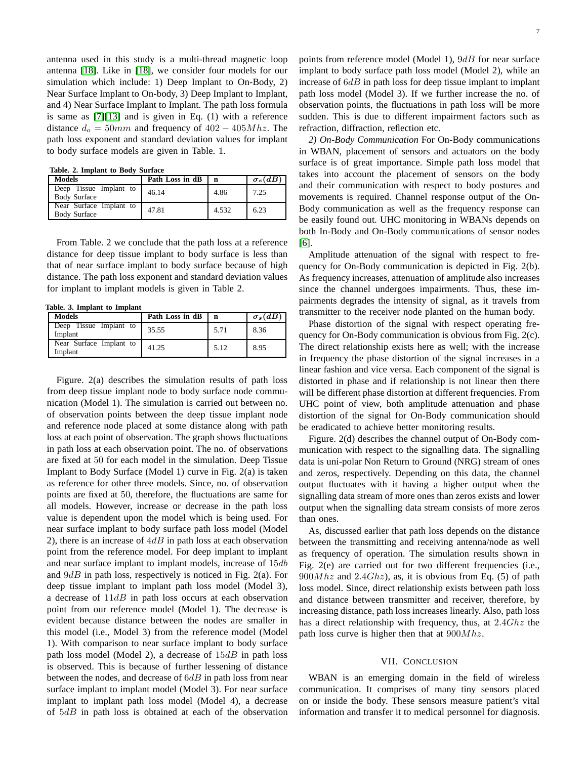antenna used in this study is a multi-thread magnetic loop antenna [18]. Like in [18], we consider four models for our simulation which include: 1) Deep Implant to On-Body, 2) Near Surface Implant to On-body, 3) Deep Implant to Implant, and 4) Near Surface Implant to Implant. The path loss formula is same as [7][13] and is given in Eq. (1) with a reference distance $d_o = 50mm$ and frequency of $402 - 405Mhz$. The path loss exponent and standard deviation values for implant to body surface models are given in Table. 1.

**Table. 2. Implant to Body Surface**

| Models | Path Loss in dB | n | $\sigma_s(dB)$ |
|---|---|---|---|
| Deep Tissue Implant to Body Surface | 46.14 | 4.86 | 7.25 |
| Near Surface Implant to Body Surface | 47.81 | 4.532 | 6.23 |

From Table. 2 we conclude that the path loss at a reference distance for deep tissue implant to body surface is less than that of near surface implant to body surface because of high distance. The path loss exponent and standard deviation values for implant to implant models is given in Table 2.

**Table. 3. Implant to Implant**

| Models | Path Loss in dB | n | $\sigma_s(dB)$ |
|---|---|---|---|
| Deep Tissue Implant to Implant | 35.55 | 5.71 | 8.36 |
| Near Surface Implant to Implant | 41.25 | 5.12 | 8.95 |

Figure. 2(a) describes the simulation results of path loss from deep tissue implant node to body surface node communication (Model 1). The simulation is carried out between no. of observation points between the deep tissue implant node and reference node placed at some distance along with path loss at each point of observation. The graph shows fluctuations in path loss at each observation point. The no. of observations are fixed at 50 for each model in the simulation. Deep Tissue Implant to Body Surface (Model 1) curve in Fig. 2(a) is taken as reference for other three models. Since, no. of observation points are fixed at 50, therefore, the fluctuations are same for all models. However, increase or decrease in the path loss value is dependent upon the model which is being used. For near surface implant to body surface path loss model (Model 2), there is an increase of $4dB$ in path loss at each observation point from the reference model. For deep implant to implant and near surface implant to implant models, increase of $15db$ and $9dB$ in path loss, respectively is noticed in Fig. 2(a). For deep tissue implant to implant path loss model (Model 3), a decrease of $11dB$ in path loss occurs at each observation point from our reference model (Model 1). The decrease is evident because distance between the nodes are smaller in this model (i.e., Model 3) from the reference model (Model 1). With comparison to near surface implant to body surface path loss model (Model 2), a decrease of $15dB$ in path loss is observed. This is because of further lessening of distance between the nodes, and decrease of $6dB$ in path loss from near surface implant to implant model (Model 3). For near surface implant to implant path loss model (Model 4), a decrease of $5dB$ in path loss is obtained at each of the observation points from reference model (Model 1), $9dB$ for near surface implant to body surface path loss model (Model 2), while an increase of $6dB$ in path loss for deep tissue implant to implant path loss model (Model 3). If we further increase the no. of observation points, the fluctuations in path loss will be more sudden. This is due to different impairment factors such as refraction, diffraction, reflection etc.

*2) On-Body Communication* For On-Body communications in WBAN, placement of sensors and actuators on the body surface is of great importance. Simple path loss model that takes into account the placement of sensors on the body and their communication with respect to body postures and movements is required. Channel response output of the On-Body communication as well as the frequency response can be easily found out. UHC monitoring in WBANs depends on both In-Body and On-Body communications of sensor nodes [6].

Amplitude attenuation of the signal with respect to frequency for On-Body communication is depicted in Fig. 2(b). As frequency increases, attenuation of amplitude also increases since the channel undergoes impairments. Thus, these impairments degrades the intensity of signal, as it travels from transmitter to the receiver node planted on the human body.

Phase distortion of the signal with respect operating frequency for On-Body communication is obvious from Fig. 2(c). The direct relationship exists here as well; with the increase in frequency the phase distortion of the signal increases in a linear fashion and vice versa. Each component of the signal is distorted in phase and if relationship is not linear then there will be different phase distortion at different frequencies. From UHC point of view, both amplitude attenuation and phase distortion of the signal for On-Body communication should be eradicated to achieve better monitoring results.

Figure. 2(d) describes the channel output of On-Body communication with respect to the signalling data. The signalling data is uni-polar Non Return to Ground (NRG) stream of ones and zeros, respectively. Depending on this data, the channel output fluctuates with it having a higher output when the signalling data stream of more ones than zeros exists and lower output when the signalling data stream consists of more zeros than ones.

As, discussed earlier that path loss depends on the distance between the transmitting and receiving antenna/node as well as frequency of operation. The simulation results shown in Fig. 2(e) are carried out for two different frequencies (i.e., $900Mhz$ and $2.4Ghz$), as, it is obvious from Eq. (5) of path loss model. Since, direct relationship exists between path loss and distance between transmitter and receiver, therefore, by increasing distance, path loss increases linearly. Also, path loss has a direct relationship with frequency, thus, at $2.4Ghz$ the path loss curve is higher then that at $900Mhz$.

## VII. Conclusion

WBAN is an emerging domain in the field of wireless communication. It comprises of many tiny sensors placed on or inside the body. These sensors measure patient's vital information and transfer it to medical personnel for diagnosis.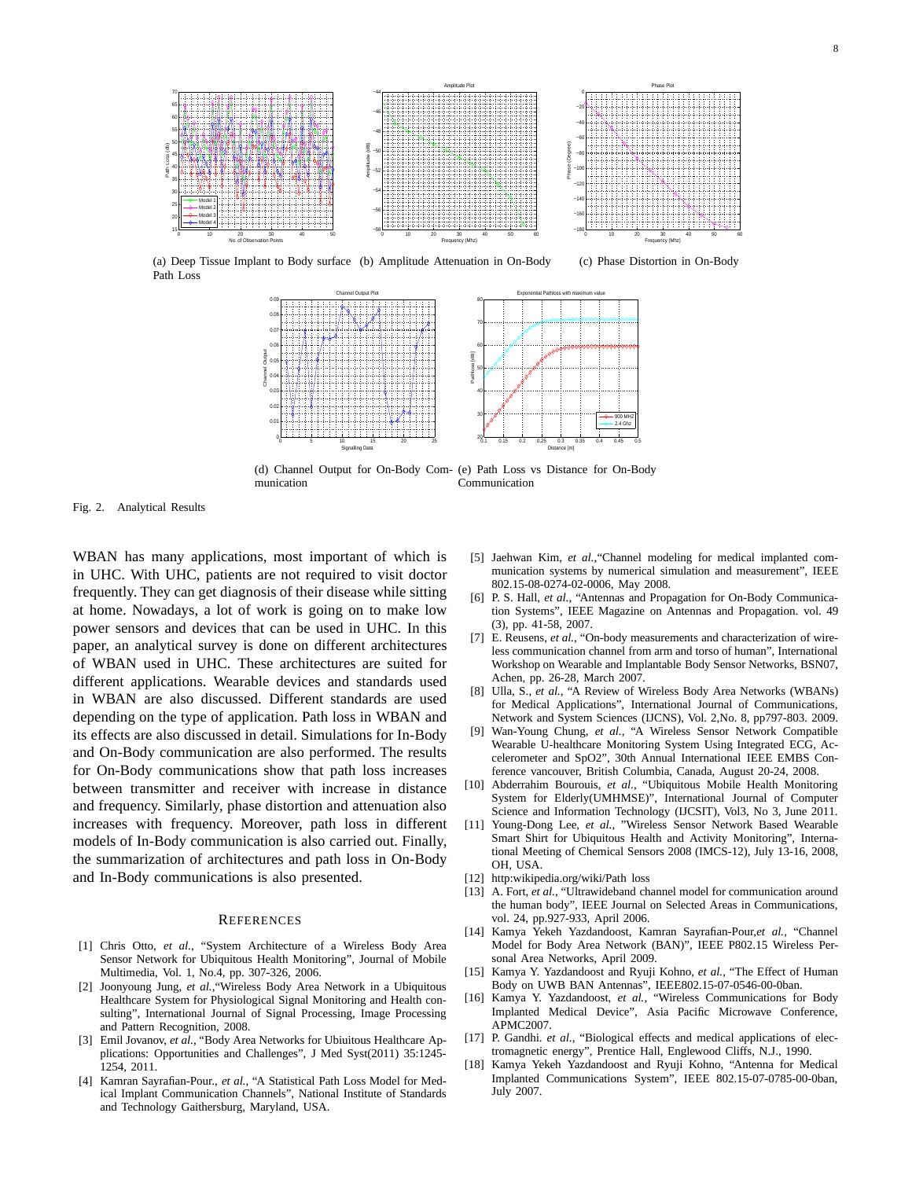Channel Output Plot

Exponential Pathloss with maximum value

(a) Deep Tissue Implant to Body surface Path Loss

(b) Amplitude Attenuation in On-Body

(c) Phase Distortion in On-Body

(d) Channel Output for On-Body Communication

(e) Path Loss vs Distance for On-Body Communication

Fig. 2. Analytical Results

WBAN has many applications, most important of which is in UHC. With UHC, patients are not required to visit doctor frequently. They can get diagnosis of their disease while sitting at home. Nowadays, a lot of work is going on to make low power sensors and devices that can be used in UHC. In this paper, an analytical survey is done on different architectures of WBAN used in UHC. These architectures are suited for different applications. Wearable devices and standards used in WBAN are also discussed. Different standards are used depending on the type of application. Path loss in WBAN and its effects are also discussed in detail. Simulations for In-Body and On-Body communication are also performed. The results for On-Body communications show that path loss increases between transmitter and receiver with increase in distance and frequency. Similarly, phase distortion and attenuation also increases with frequency. Moreover, path loss in different models of In-Body communication is also carried out. Finally, the summarization of architectures and path loss in On-Body and In-Body communications is also presented.

## REFERENCES

[1] Chris Otto, *et al.*, "System Architecture of a Wireless Body Area Sensor Network for Ubiquitous Health Monitoring", Journal of Mobile Multimedia, Vol. 1, No.4, pp. 307-326, 2006.

[2] Joonyoung Jung, *et al.*,"Wireless Body Area Network in a Ubiquitous Healthcare System for Physiological Signal Monitoring and Health consulting", International Journal of Signal Processing, Image Processing and Pattern Recognition, 2008.

[3] Emil Jovanov, *et al.*, "Body Area Networks for Ubiuitous Healthcare Applications: Opportunities and Challenges", J Med Syst(2011) 35:1245-1254, 2011.

[4] Kamran Sayrafian-Pour., *et al.*, "A Statistical Path Loss Model for Medical Implant Communication Channels", National Institute of Standards and Technology Gaithersburg, Maryland, USA.

[5] Jaehwan Kim, *et al.*,"Channel modeling for medical implanted communication systems by numerical simulation and measurement", IEEE 802.15-08-0274-02-0006, May 2008.

[6] P. S. Hall, *et al.*, "Antennas and Propagation for On-Body Communication Systems", IEEE Magazine on Antennas and Propagation. vol. 49 (3), pp. 41-58, 2007.

[7] E. Reusens, *et al.*, "On-body measurements and characterization of wireless communication channel from arm and torso of human", International Workshop on Wearable and Implantable Body Sensor Networks, BSN07, Achen, pp. 26-28, March 2007.

[8] Ulla, S., *et al.*, "A Review of Wireless Body Area Networks (WBANs) for Medical Applications", International Journal of Communications, Network and System Sciences (IJCNS), Vol. 2,No. 8, pp797-803. 2009.

[9] Wan-Young Chung, *et al.*, "A Wireless Sensor Network Compatible Wearable U-healthcare Monitoring System Using Integrated ECG, Accelerometer and SpO2", 30th Annual International IEEE EMBS Conference vancouver, British Columbia, Canada, August 20-24, 2008.

[10] Abderrahim Bourouis, *et al.*, "Ubiquitous Mobile Health Monitoring System for Elderly(UMHMSE)", International Journal of Computer Science and Information Technology (IJCSIT), Vol3, No 3, June 2011.

[11] Young-Dong Lee, *et al.*, "Wireless Sensor Network Based Wearable Smart Shirt for Ubiquitous Health and Activity Monitoring", International Meeting of Chemical Sensors 2008 (IMCS-12), July 13-16, 2008, OH, USA.

[12] http:wikipedia.org/wiki/Path loss

[13] A. Fort, *et al.*, "Ultrawideband channel model for communication around the human body", IEEE Journal on Selected Areas in Communications, vol. 24, pp.927-933, April 2006.

[14] Kamya Yekeh Yazdandoost, Kamran Sayrafian-Pour,*et al.*, "Channel Model for Body Area Network (BAN)", IEEE P802.15 Wireless Personal Area Networks, April 2009.

[15] Kamya Y. Yazdandoost and Ryuji Kohno, *et al.*, "The Effect of Human Body on UWB BAN Antennas", IEEE802.15-07-0546-00-0ban.

[16] Kamya Y. Yazdandoost, *et al.*, "Wireless Communications for Body Implanted Medical Device", Asia Pacific Microwave Conference, APMC2007.

[17] P. Gandhi. *et al.*, "Biological effects and medical applications of electromagnetic energy", Prentice Hall, Englewood Cliffs, N.J., 1990.

[18] Kamya Yekeh Yazdandoost and Ryuji Kohno, "Antenna for Medical Implanted Communications System", IEEE 802.15-07-0785-00-0ban, July 2007.